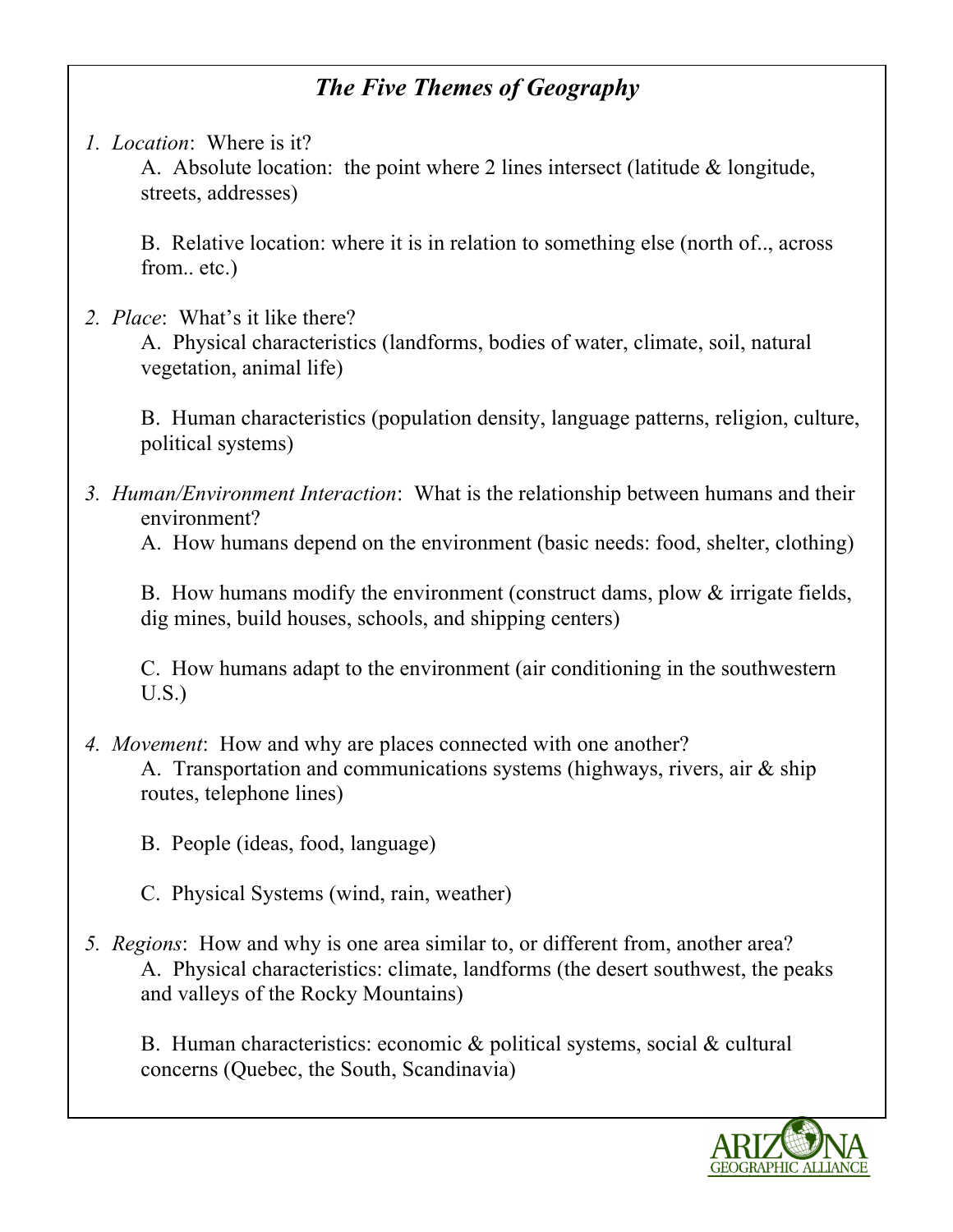# *The Five Themes of Geography*

1. *Location*: Where is it?

   A. Absolute location: the point where 2 lines intersect (latitude & longitude, streets, addresses)

   B. Relative location: where it is in relation to something else (north of.., across from.. etc.)

2. *Place*: What's it like there?

   A. Physical characteristics (landforms, bodies of water, climate, soil, natural vegetation, animal life)

   B. Human characteristics (population density, language patterns, religion, culture, political systems)

3. *Human/Environment Interaction*: What is the relationship between humans and their environment?

   A. How humans depend on the environment (basic needs: food, shelter, clothing)

   B. How humans modify the environment (construct dams, plow & irrigate fields, dig mines, build houses, schools, and shipping centers)

   C. How humans adapt to the environment (air conditioning in the southwestern U.S.)

4. *Movement*: How and why are places connected with one another?

   A. Transportation and communications systems (highways, rivers, air & ship routes, telephone lines)

   B. People (ideas, food, language)

   C. Physical Systems (wind, rain, weather)

5. *Regions*: How and why is one area similar to, or different from, another area?

   A. Physical characteristics: climate, landforms (the desert southwest, the peaks and valleys of the Rocky Mountains)

   B. Human characteristics: economic & political systems, social & cultural concerns (Quebec, the South, Scandinavia)

ARIZONA GEOGRAPHIC ALLIANCE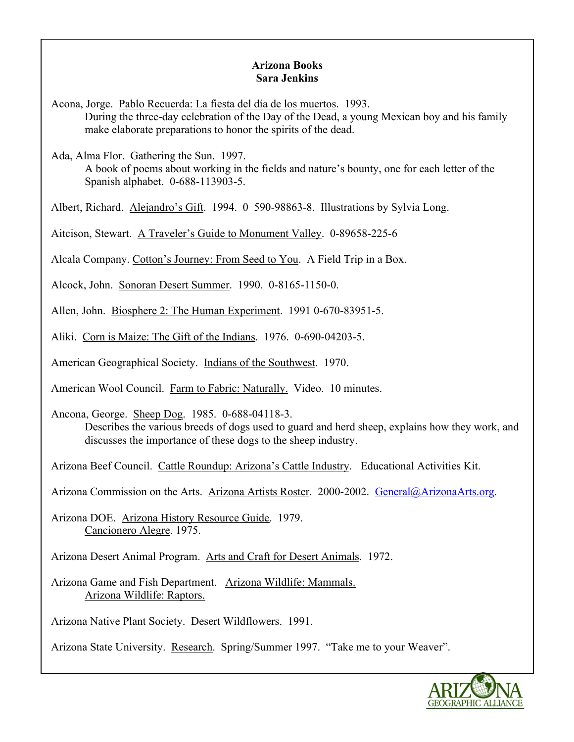**Arizona Books**
**Sara Jenkins**

Acona, Jorge. Pablo Recuerda: La fiesta del día de los muertos. 1993.
During the three-day celebration of the Day of the Dead, a young Mexican boy and his family make elaborate preparations to honor the spirits of the dead.

Ada, Alma Flor. Gathering the Sun. 1997.
A book of poems about working in the fields and nature's bounty, one for each letter of the Spanish alphabet. 0-688-113903-5.

Albert, Richard. Alejandro's Gift. 1994. 0–590-98863-8. Illustrations by Sylvia Long.

Aitcison, Stewart. A Traveler's Guide to Monument Valley. 0-89658-225-6

Alcala Company. Cotton's Journey: From Seed to You. A Field Trip in a Box.

Alcock, John. Sonoran Desert Summer. 1990. 0-8165-1150-0.

Allen, John. Biosphere 2: The Human Experiment. 1991 0-670-83951-5.

Aliki. Corn is Maize: The Gift of the Indians. 1976. 0-690-04203-5.

American Geographical Society. Indians of the Southwest. 1970.

American Wool Council. Farm to Fabric: Naturally. Video. 10 minutes.

Ancona, George. Sheep Dog. 1985. 0-688-04118-3.
Describes the various breeds of dogs used to guard and herd sheep, explains how they work, and discusses the importance of these dogs to the sheep industry.

Arizona Beef Council. Cattle Roundup: Arizona's Cattle Industry. Educational Activities Kit.

Arizona Commission on the Arts. Arizona Artists Roster. 2000-2002. General@ArizonaArts.org.

Arizona DOE. Arizona History Resource Guide. 1979.
Cancionero Alegre. 1975.

Arizona Desert Animal Program. Arts and Craft for Desert Animals. 1972.

Arizona Game and Fish Department. Arizona Wildlife: Mammals.
Arizona Wildlife: Raptors.

Arizona Native Plant Society. Desert Wildflowers. 1991.

Arizona State University. Research. Spring/Summer 1997. "Take me to your Weaver".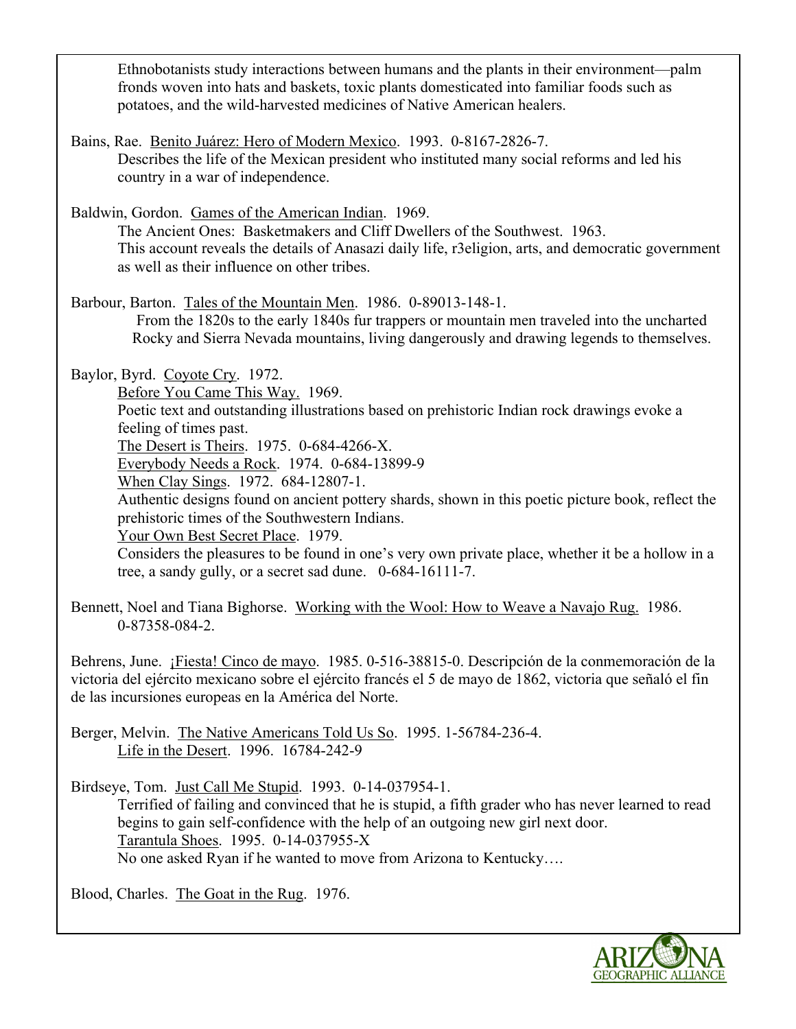Ethnobotanists study interactions between humans and the plants in their environment—palm fronds woven into hats and baskets, toxic plants domesticated into familiar foods such as potatoes, and the wild-harvested medicines of Native American healers.

Bains, Rae. Benito Juárez: Hero of Modern Mexico. 1993. 0-8167-2826-7.
Describes the life of the Mexican president who instituted many social reforms and led his country in a war of independence.

Baldwin, Gordon. Games of the American Indian. 1969.
The Ancient Ones: Basketmakers and Cliff Dwellers of the Southwest. 1963.
This account reveals the details of Anasazi daily life, r3eligion, arts, and democratic government as well as their influence on other tribes.

Barbour, Barton. Tales of the Mountain Men. 1986. 0-89013-148-1.
From the 1820s to the early 1840s fur trappers or mountain men traveled into the uncharted Rocky and Sierra Nevada mountains, living dangerously and drawing legends to themselves.

Baylor, Byrd. Coyote Cry. 1972.
Before You Came This Way. 1969.
Poetic text and outstanding illustrations based on prehistoric Indian rock drawings evoke a feeling of times past.
The Desert is Theirs. 1975. 0-684-4266-X.
Everybody Needs a Rock. 1974. 0-684-13899-9
When Clay Sings. 1972. 684-12807-1.
Authentic designs found on ancient pottery shards, shown in this poetic picture book, reflect the prehistoric times of the Southwestern Indians.
Your Own Best Secret Place. 1979.
Considers the pleasures to be found in one's very own private place, whether it be a hollow in a tree, a sandy gully, or a secret sad dune. 0-684-16111-7.

Bennett, Noel and Tiana Bighorse. Working with the Wool: How to Weave a Navajo Rug. 1986. 0-87358-084-2.

Behrens, June. ¡Fiesta! Cinco de mayo. 1985. 0-516-38815-0. Descripción de la conmemoración de la victoria del ejército mexicano sobre el ejército francés el 5 de mayo de 1862, victoria que señaló el fin de las incursiones europeas en la América del Norte.

Berger, Melvin. The Native Americans Told Us So. 1995. 1-56784-236-4.
Life in the Desert. 1996. 16784-242-9

Birdseye, Tom. Just Call Me Stupid. 1993. 0-14-037954-1.
Terrified of failing and convinced that he is stupid, a fifth grader who has never learned to read begins to gain self-confidence with the help of an outgoing new girl next door.
Tarantula Shoes. 1995. 0-14-037955-X
No one asked Ryan if he wanted to move from Arizona to Kentucky….

Blood, Charles. The Goat in the Rug. 1976.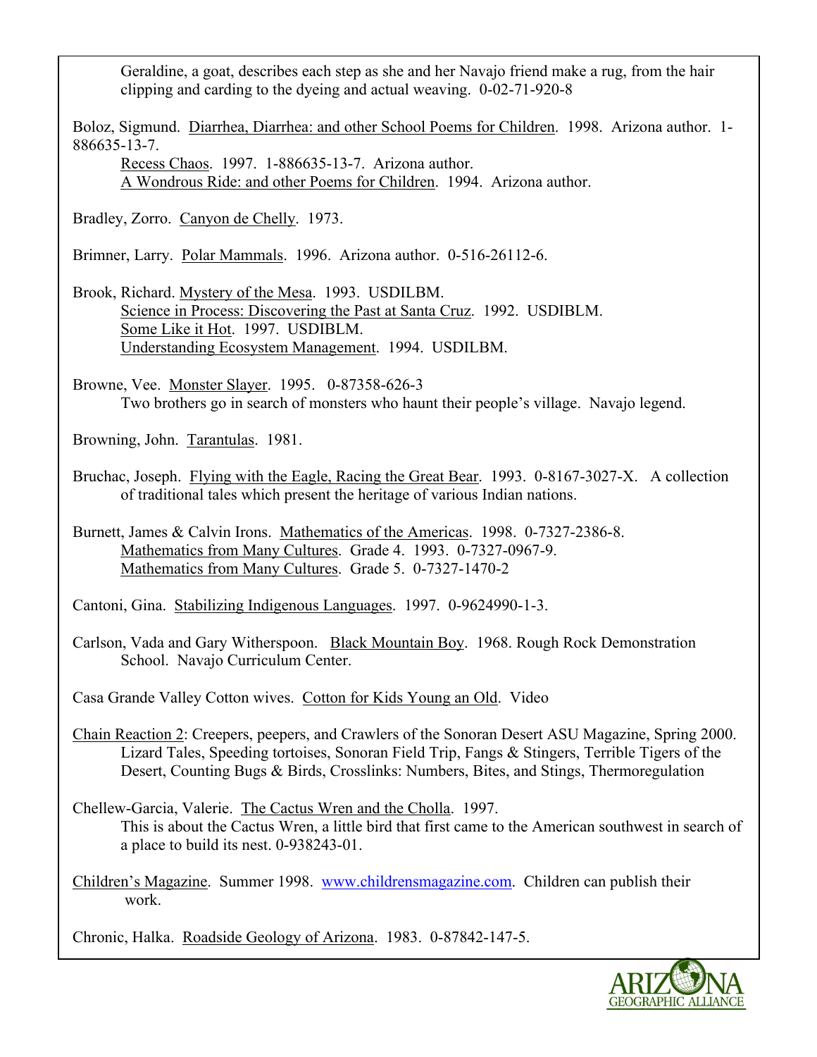Geraldine, a goat, describes each step as she and her Navajo friend make a rug, from the hair clipping and carding to the dyeing and actual weaving. 0-02-71-920-8

Boloz, Sigmund. Diarrhea, Diarrhea: and other School Poems for Children. 1998. Arizona author. 1-886635-13-7.
Recess Chaos. 1997. 1-886635-13-7. Arizona author.
A Wondrous Ride: and other Poems for Children. 1994. Arizona author.

Bradley, Zorro. Canyon de Chelly. 1973.

Brimner, Larry. Polar Mammals. 1996. Arizona author. 0-516-26112-6.

Brook, Richard. Mystery of the Mesa. 1993. USDILBM.
Science in Process: Discovering the Past at Santa Cruz. 1992. USDIBLM.
Some Like it Hot. 1997. USDIBLM.
Understanding Ecosystem Management. 1994. USDILBM.

Browne, Vee. Monster Slayer. 1995. 0-87358-626-3
Two brothers go in search of monsters who haunt their people's village. Navajo legend.

Browning, John. Tarantulas. 1981.

Bruchac, Joseph. Flying with the Eagle, Racing the Great Bear. 1993. 0-8167-3027-X. A collection of traditional tales which present the heritage of various Indian nations.

Burnett, James & Calvin Irons. Mathematics of the Americas. 1998. 0-7327-2386-8.
Mathematics from Many Cultures. Grade 4. 1993. 0-7327-0967-9.
Mathematics from Many Cultures. Grade 5. 0-7327-1470-2

Cantoni, Gina. Stabilizing Indigenous Languages. 1997. 0-9624990-1-3.

Carlson, Vada and Gary Witherspoon. Black Mountain Boy. 1968. Rough Rock Demonstration School. Navajo Curriculum Center.

Casa Grande Valley Cotton wives. Cotton for Kids Young an Old. Video

Chain Reaction 2: Creepers, peepers, and Crawlers of the Sonoran Desert ASU Magazine, Spring 2000. Lizard Tales, Speeding tortoises, Sonoran Field Trip, Fangs & Stingers, Terrible Tigers of the Desert, Counting Bugs & Birds, Crosslinks: Numbers, Bites, and Stings, Thermoregulation

Chellew-Garcia, Valerie. The Cactus Wren and the Cholla. 1997.
This is about the Cactus Wren, a little bird that first came to the American southwest in search of a place to build its nest. 0-938243-01.

Children's Magazine. Summer 1998. www.childrensmagazine.com. Children can publish their work.

Chronic, Halka. Roadside Geology of Arizona. 1983. 0-87842-147-5.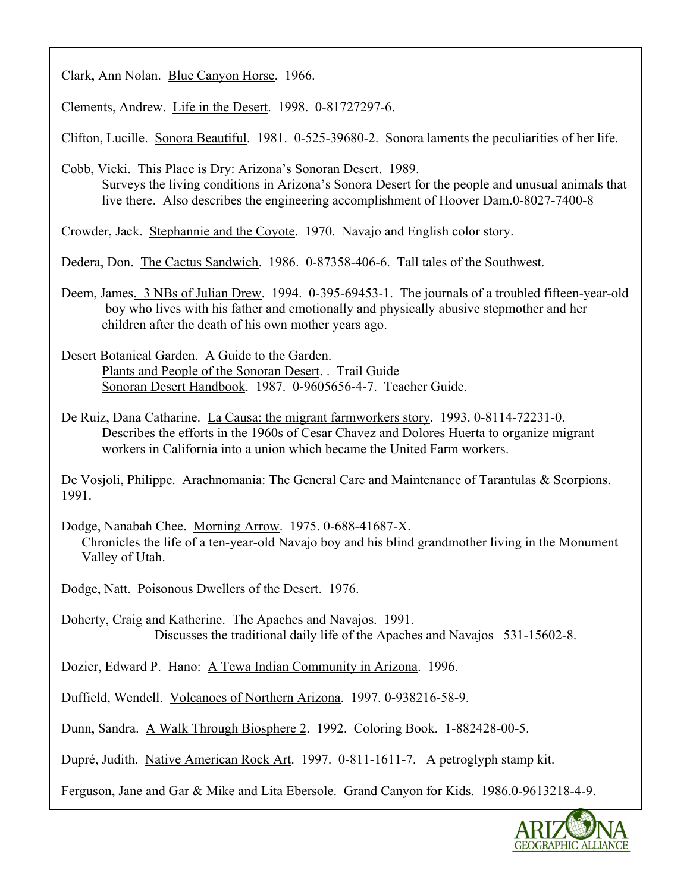Clark, Ann Nolan. Blue Canyon Horse. 1966.

Clements, Andrew. Life in the Desert. 1998. 0-81727297-6.

Clifton, Lucille. Sonora Beautiful. 1981. 0-525-39680-2. Sonora laments the peculiarities of her life.

Cobb, Vicki. This Place is Dry: Arizona's Sonoran Desert. 1989.
Surveys the living conditions in Arizona's Sonora Desert for the people and unusual animals that live there. Also describes the engineering accomplishment of Hoover Dam.0-8027-7400-8

Crowder, Jack. Stephannie and the Coyote. 1970. Navajo and English color story.

Dedera, Don. The Cactus Sandwich. 1986. 0-87358-406-6. Tall tales of the Southwest.

Deem, James. 3 NBs of Julian Drew. 1994. 0-395-69453-1. The journals of a troubled fifteen-year-old boy who lives with his father and emotionally and physically abusive stepmother and her children after the death of his own mother years ago.

Desert Botanical Garden. A Guide to the Garden.
Plants and People of the Sonoran Desert. . Trail Guide
Sonoran Desert Handbook. 1987. 0-9605656-4-7. Teacher Guide.

De Ruiz, Dana Catharine. La Causa: the migrant farmworkers story. 1993. 0-8114-72231-0.
Describes the efforts in the 1960s of Cesar Chavez and Dolores Huerta to organize migrant workers in California into a union which became the United Farm workers.

De Vosjoli, Philippe. Arachnomania: The General Care and Maintenance of Tarantulas & Scorpions. 1991.

Dodge, Nanabah Chee. Morning Arrow. 1975. 0-688-41687-X.
Chronicles the life of a ten-year-old Navajo boy and his blind grandmother living in the Monument Valley of Utah.

Dodge, Natt. Poisonous Dwellers of the Desert. 1976.

Doherty, Craig and Katherine. The Apaches and Navajos. 1991.
Discusses the traditional daily life of the Apaches and Navajos –531-15602-8.

Dozier, Edward P. Hano: A Tewa Indian Community in Arizona. 1996.

Duffield, Wendell. Volcanoes of Northern Arizona. 1997. 0-938216-58-9.

Dunn, Sandra. A Walk Through Biosphere 2. 1992. Coloring Book. 1-882428-00-5.

Dupré, Judith. Native American Rock Art. 1997. 0-811-1611-7. A petroglyph stamp kit.

Ferguson, Jane and Gar & Mike and Lita Ebersole. Grand Canyon for Kids. 1986.0-9613218-4-9.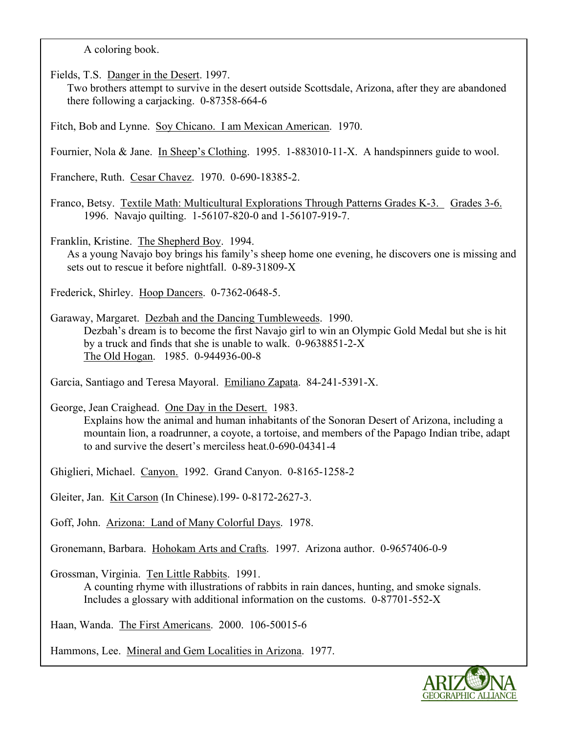A coloring book.

Fields, T.S. Danger in the Desert. 1997.
Two brothers attempt to survive in the desert outside Scottsdale, Arizona, after they are abandoned there following a carjacking. 0-87358-664-6

Fitch, Bob and Lynne. Soy Chicano. I am Mexican American. 1970.

Fournier, Nola & Jane. In Sheep's Clothing. 1995. 1-883010-11-X. A handspinners guide to wool.

Franchere, Ruth. Cesar Chavez. 1970. 0-690-18385-2.

Franco, Betsy. Textile Math: Multicultural Explorations Through Patterns Grades K-3. Grades 3-6. 1996. Navajo quilting. 1-56107-820-0 and 1-56107-919-7.

Franklin, Kristine. The Shepherd Boy. 1994.
As a young Navajo boy brings his family's sheep home one evening, he discovers one is missing and sets out to rescue it before nightfall. 0-89-31809-X

Frederick, Shirley. Hoop Dancers. 0-7362-0648-5.

Garaway, Margaret. Dezbah and the Dancing Tumbleweeds. 1990.
Dezbah's dream is to become the first Navajo girl to win an Olympic Gold Medal but she is hit by a truck and finds that she is unable to walk. 0-9638851-2-X
The Old Hogan. 1985. 0-944936-00-8

Garcia, Santiago and Teresa Mayoral. Emiliano Zapata. 84-241-5391-X.

George, Jean Craighead. One Day in the Desert. 1983.
Explains how the animal and human inhabitants of the Sonoran Desert of Arizona, including a mountain lion, a roadrunner, a coyote, a tortoise, and members of the Papago Indian tribe, adapt to and survive the desert's merciless heat.0-690-04341-4

Ghiglieri, Michael. Canyon. 1992. Grand Canyon. 0-8165-1258-2

Gleiter, Jan. Kit Carson (In Chinese).199- 0-8172-2627-3.

Goff, John. Arizona: Land of Many Colorful Days. 1978.

Gronemann, Barbara. Hohokam Arts and Crafts. 1997. Arizona author. 0-9657406-0-9

Grossman, Virginia. Ten Little Rabbits. 1991.
A counting rhyme with illustrations of rabbits in rain dances, hunting, and smoke signals. Includes a glossary with additional information on the customs. 0-87701-552-X

Haan, Wanda. The First Americans. 2000. 106-50015-6

Hammons, Lee. Mineral and Gem Localities in Arizona. 1977.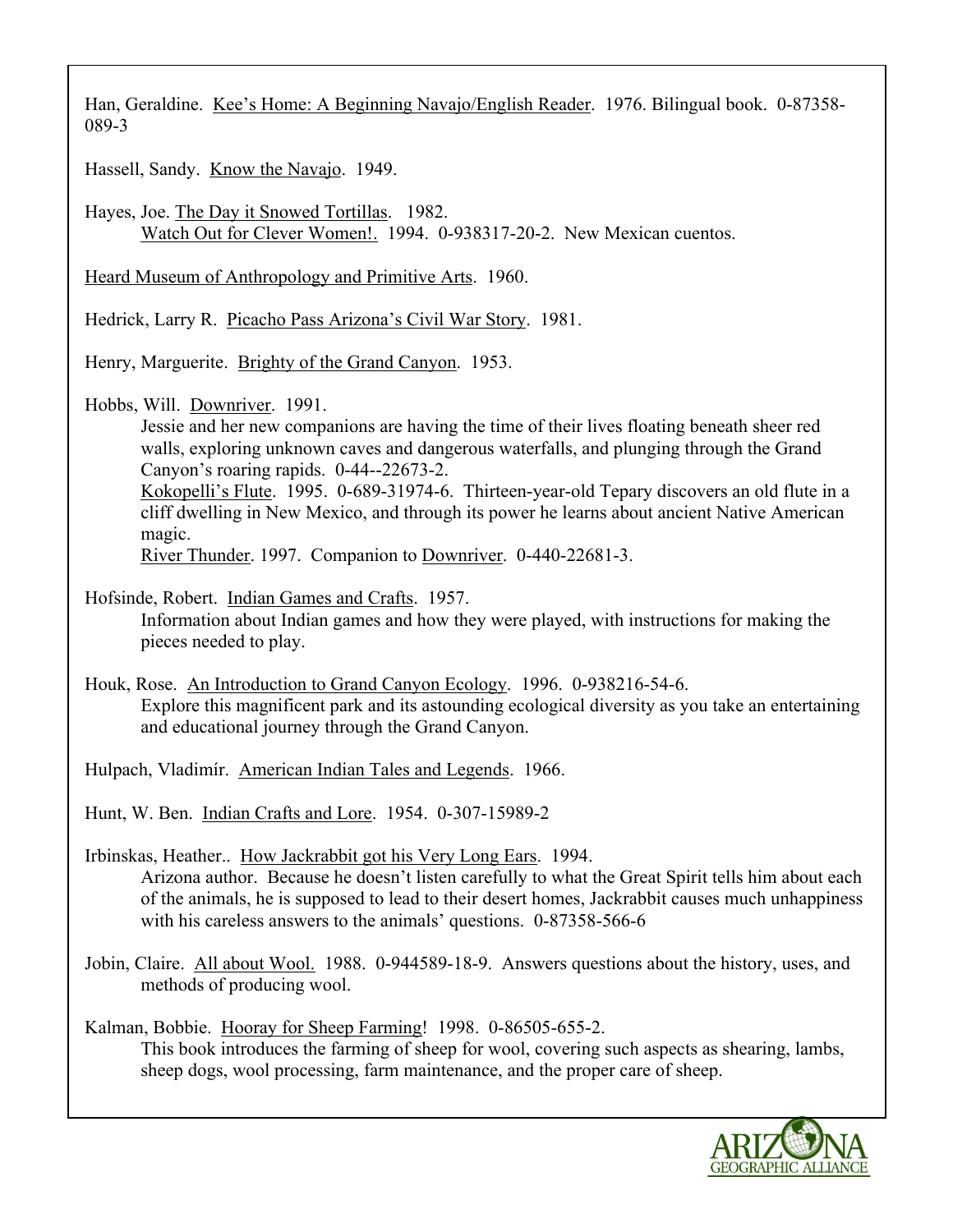Han, Geraldine. Kee's Home: A Beginning Navajo/English Reader. 1976. Bilingual book. 0-87358-089-3

Hassell, Sandy. Know the Navajo. 1949.

Hayes, Joe. The Day it Snowed Tortillas. 1982.
Watch Out for Clever Women!. 1994. 0-938317-20-2. New Mexican cuentos.

Heard Museum of Anthropology and Primitive Arts. 1960.

Hedrick, Larry R. Picacho Pass Arizona's Civil War Story. 1981.

Henry, Marguerite. Brighty of the Grand Canyon. 1953.

Hobbs, Will. Downriver. 1991.
Jessie and her new companions are having the time of their lives floating beneath sheer red walls, exploring unknown caves and dangerous waterfalls, and plunging through the Grand Canyon's roaring rapids. 0-44--22673-2.
Kokopelli's Flute. 1995. 0-689-31974-6. Thirteen-year-old Tepary discovers an old flute in a cliff dwelling in New Mexico, and through its power he learns about ancient Native American magic.
River Thunder. 1997. Companion to Downriver. 0-440-22681-3.

Hofsinde, Robert. Indian Games and Crafts. 1957.
Information about Indian games and how they were played, with instructions for making the pieces needed to play.

Houk, Rose. An Introduction to Grand Canyon Ecology. 1996. 0-938216-54-6.
Explore this magnificent park and its astounding ecological diversity as you take an entertaining and educational journey through the Grand Canyon.

Hulpach, Vladimír. American Indian Tales and Legends. 1966.

Hunt, W. Ben. Indian Crafts and Lore. 1954. 0-307-15989-2

Irbinskas, Heather.. How Jackrabbit got his Very Long Ears. 1994.
Arizona author. Because he doesn't listen carefully to what the Great Spirit tells him about each of the animals, he is supposed to lead to their desert homes, Jackrabbit causes much unhappiness with his careless answers to the animals' questions. 0-87358-566-6

Jobin, Claire. All about Wool. 1988. 0-944589-18-9. Answers questions about the history, uses, and methods of producing wool.

Kalman, Bobbie. Hooray for Sheep Farming! 1998. 0-86505-655-2.
This book introduces the farming of sheep for wool, covering such aspects as shearing, lambs, sheep dogs, wool processing, farm maintenance, and the proper care of sheep.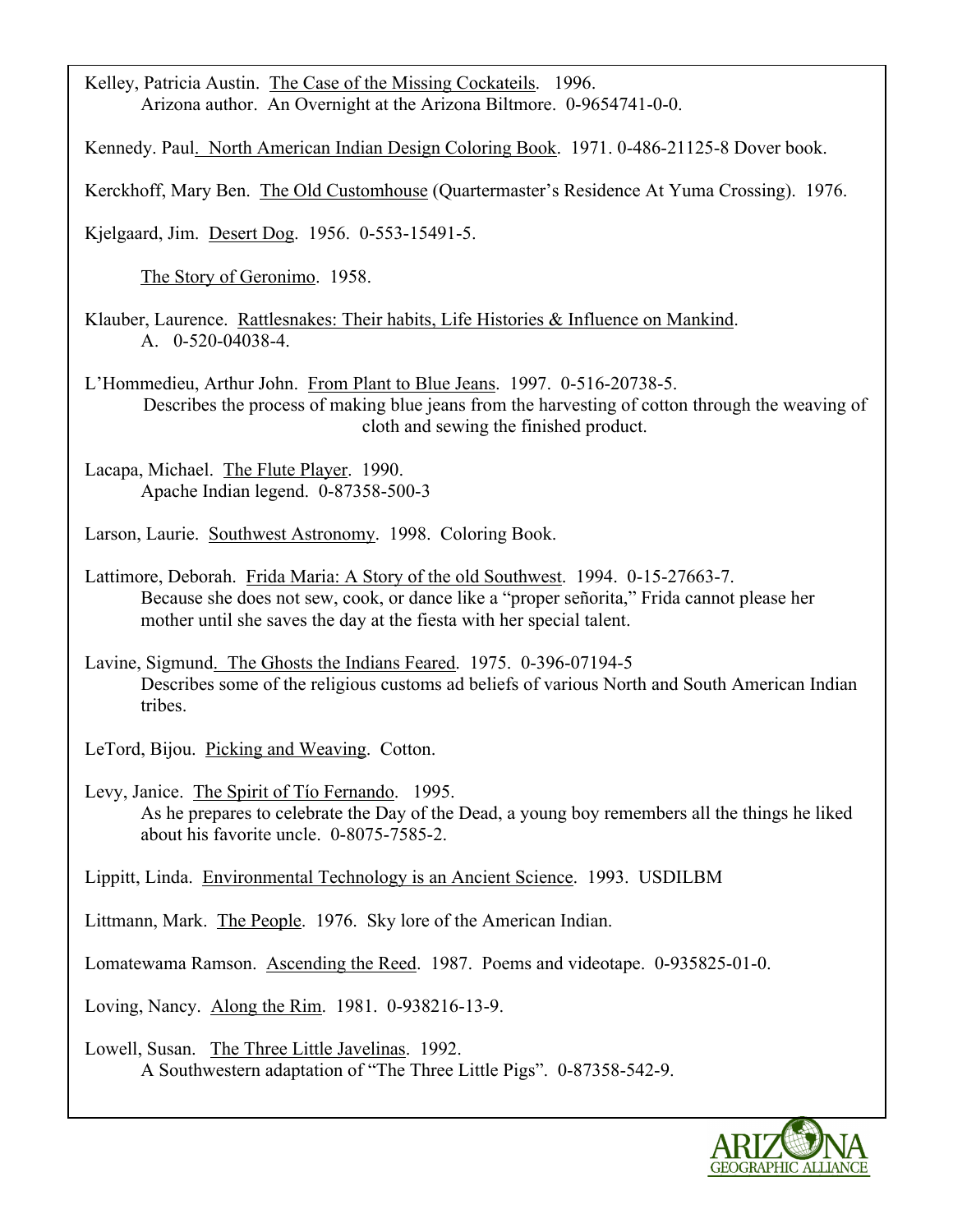Kelley, Patricia Austin. The Case of the Missing Cockateils. 1996.
Arizona author. An Overnight at the Arizona Biltmore. 0-9654741-0-0.

Kennedy. Paul. North American Indian Design Coloring Book. 1971. 0-486-21125-8 Dover book.

Kerckhoff, Mary Ben. The Old Customhouse (Quartermaster's Residence At Yuma Crossing). 1976.

Kjelgaard, Jim. Desert Dog. 1956. 0-553-15491-5.

The Story of Geronimo. 1958.

Klauber, Laurence. Rattlesnakes: Their habits, Life Histories & Influence on Mankind.
A. 0-520-04038-4.

L'Hommedieu, Arthur John. From Plant to Blue Jeans. 1997. 0-516-20738-5.
Describes the process of making blue jeans from the harvesting of cotton through the weaving of cloth and sewing the finished product.

Lacapa, Michael. The Flute Player. 1990.
Apache Indian legend. 0-87358-500-3

Larson, Laurie. Southwest Astronomy. 1998. Coloring Book.

Lattimore, Deborah. Frida Maria: A Story of the old Southwest. 1994. 0-15-27663-7.
Because she does not sew, cook, or dance like a "proper señorita," Frida cannot please her mother until she saves the day at the fiesta with her special talent.

Lavine, Sigmund. The Ghosts the Indians Feared. 1975. 0-396-07194-5
Describes some of the religious customs ad beliefs of various North and South American Indian tribes.

LeTord, Bijou. Picking and Weaving. Cotton.

Levy, Janice. The Spirit of Tío Fernando. 1995.
As he prepares to celebrate the Day of the Dead, a young boy remembers all the things he liked about his favorite uncle. 0-8075-7585-2.

Lippitt, Linda. Environmental Technology is an Ancient Science. 1993. USDILBM

Littmann, Mark. The People. 1976. Sky lore of the American Indian.

Lomatewama Ramson. Ascending the Reed. 1987. Poems and videotape. 0-935825-01-0.

Loving, Nancy. Along the Rim. 1981. 0-938216-13-9.

Lowell, Susan. The Three Little Javelinas. 1992.
A Southwestern adaptation of "The Three Little Pigs". 0-87358-542-9.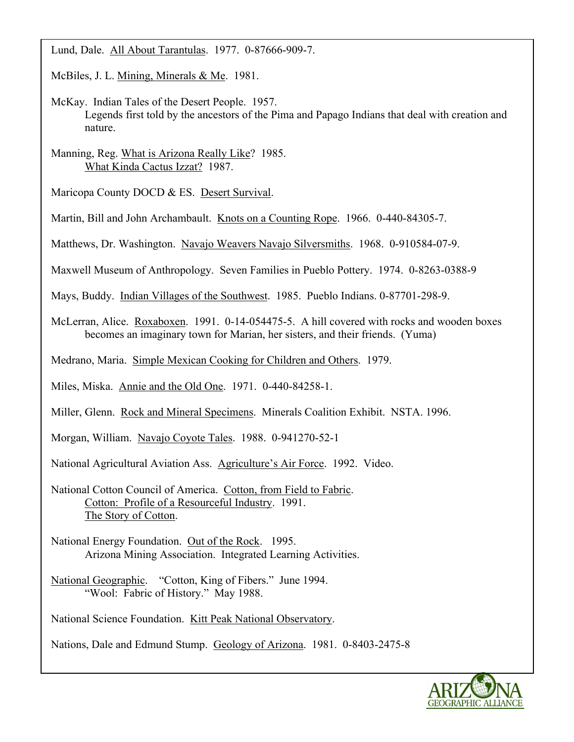Lund, Dale. All About Tarantulas. 1977. 0-87666-909-7.

McBiles, J. L. Mining, Minerals & Me. 1981.

McKay. Indian Tales of the Desert People. 1957.
Legends first told by the ancestors of the Pima and Papago Indians that deal with creation and nature.

Manning, Reg. What is Arizona Really Like? 1985.
What Kinda Cactus Izzat? 1987.

Maricopa County DOCD & ES. Desert Survival.

Martin, Bill and John Archambault. Knots on a Counting Rope. 1966. 0-440-84305-7.

Matthews, Dr. Washington. Navajo Weavers Navajo Silversmiths. 1968. 0-910584-07-9.

Maxwell Museum of Anthropology. Seven Families in Pueblo Pottery. 1974. 0-8263-0388-9

Mays, Buddy. Indian Villages of the Southwest. 1985. Pueblo Indians. 0-87701-298-9.

McLerran, Alice. Roxaboxen. 1991. 0-14-054475-5. A hill covered with rocks and wooden boxes becomes an imaginary town for Marian, her sisters, and their friends. (Yuma)

Medrano, Maria. Simple Mexican Cooking for Children and Others. 1979.

Miles, Miska. Annie and the Old One. 1971. 0-440-84258-1.

Miller, Glenn. Rock and Mineral Specimens. Minerals Coalition Exhibit. NSTA. 1996.

Morgan, William. Navajo Coyote Tales. 1988. 0-941270-52-1

National Agricultural Aviation Ass. Agriculture's Air Force. 1992. Video.

National Cotton Council of America. Cotton, from Field to Fabric.
Cotton: Profile of a Resourceful Industry. 1991.
The Story of Cotton.

National Energy Foundation. Out of the Rock. 1995.
Arizona Mining Association. Integrated Learning Activities.

National Geographic. "Cotton, King of Fibers." June 1994.
"Wool: Fabric of History." May 1988.

National Science Foundation. Kitt Peak National Observatory.

Nations, Dale and Edmund Stump. Geology of Arizona. 1981. 0-8403-2475-8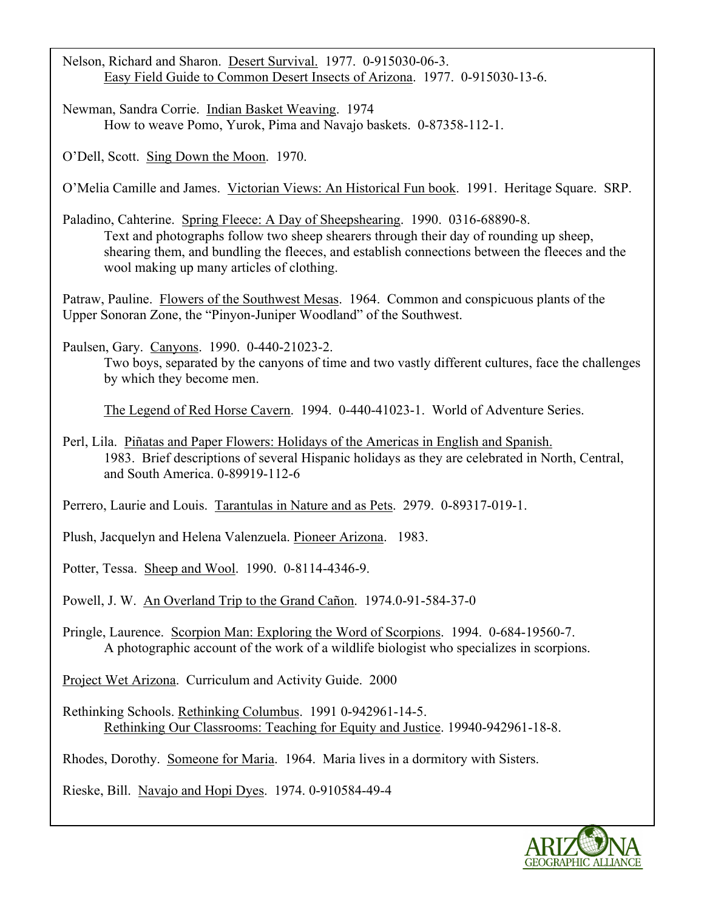Nelson, Richard and Sharon. Desert Survival. 1977. 0-915030-06-3.
Easy Field Guide to Common Desert Insects of Arizona. 1977. 0-915030-13-6.

Newman, Sandra Corrie. Indian Basket Weaving. 1974
How to weave Pomo, Yurok, Pima and Navajo baskets. 0-87358-112-1.

O'Dell, Scott. Sing Down the Moon. 1970.

O'Melia Camille and James. Victorian Views: An Historical Fun book. 1991. Heritage Square. SRP.

Paladino, Cahterine. Spring Fleece: A Day of Sheepshearing. 1990. 0316-68890-8.
Text and photographs follow two sheep shearers through their day of rounding up sheep, shearing them, and bundling the fleeces, and establish connections between the fleeces and the wool making up many articles of clothing.

Patraw, Pauline. Flowers of the Southwest Mesas. 1964. Common and conspicuous plants of the Upper Sonoran Zone, the "Pinyon-Juniper Woodland" of the Southwest.

Paulsen, Gary. Canyons. 1990. 0-440-21023-2.
Two boys, separated by the canyons of time and two vastly different cultures, face the challenges by which they become men.

The Legend of Red Horse Cavern. 1994. 0-440-41023-1. World of Adventure Series.

Perl, Lila. Piñatas and Paper Flowers: Holidays of the Americas in English and Spanish.
1983. Brief descriptions of several Hispanic holidays as they are celebrated in North, Central, and South America. 0-89919-112-6

Perrero, Laurie and Louis. Tarantulas in Nature and as Pets. 2979. 0-89317-019-1.

Plush, Jacquelyn and Helena Valenzuela. Pioneer Arizona. 1983.

Potter, Tessa. Sheep and Wool. 1990. 0-8114-4346-9.

Powell, J. W. An Overland Trip to the Grand Cañon. 1974.0-91-584-37-0

Pringle, Laurence. Scorpion Man: Exploring the Word of Scorpions. 1994. 0-684-19560-7.
A photographic account of the work of a wildlife biologist who specializes in scorpions.

Project Wet Arizona. Curriculum and Activity Guide. 2000

Rethinking Schools. Rethinking Columbus. 1991 0-942961-14-5.
Rethinking Our Classrooms: Teaching for Equity and Justice. 19940-942961-18-8.

Rhodes, Dorothy. Someone for Maria. 1964. Maria lives in a dormitory with Sisters.

Rieske, Bill. Navajo and Hopi Dyes. 1974. 0-910584-49-4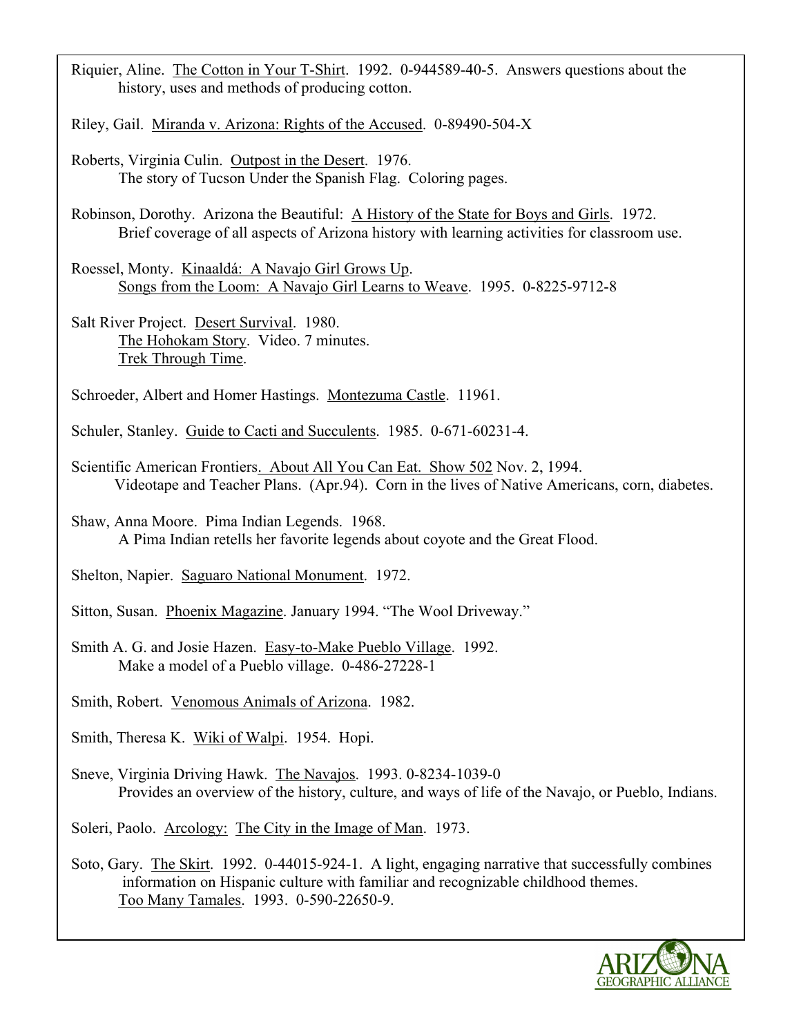Riquier, Aline. The Cotton in Your T-Shirt. 1992. 0-944589-40-5. Answers questions about the history, uses and methods of producing cotton.

Riley, Gail. Miranda v. Arizona: Rights of the Accused. 0-89490-504-X

Roberts, Virginia Culin. Outpost in the Desert. 1976.
The story of Tucson Under the Spanish Flag. Coloring pages.

Robinson, Dorothy. Arizona the Beautiful: A History of the State for Boys and Girls. 1972.
Brief coverage of all aspects of Arizona history with learning activities for classroom use.

Roessel, Monty. Kinaaldá: A Navajo Girl Grows Up.
Songs from the Loom: A Navajo Girl Learns to Weave. 1995. 0-8225-9712-8

Salt River Project. Desert Survival. 1980.
The Hohokam Story. Video. 7 minutes.
Trek Through Time.

Schroeder, Albert and Homer Hastings. Montezuma Castle. 11961.

Schuler, Stanley. Guide to Cacti and Succulents. 1985. 0-671-60231-4.

Scientific American Frontiers. About All You Can Eat. Show 502 Nov. 2, 1994.
Videotape and Teacher Plans. (Apr.94). Corn in the lives of Native Americans, corn, diabetes.

Shaw, Anna Moore. Pima Indian Legends. 1968.
A Pima Indian retells her favorite legends about coyote and the Great Flood.

Shelton, Napier. Saguaro National Monument. 1972.

Sitton, Susan. Phoenix Magazine. January 1994. "The Wool Driveway."

Smith A. G. and Josie Hazen. Easy-to-Make Pueblo Village. 1992.
Make a model of a Pueblo village. 0-486-27228-1

Smith, Robert. Venomous Animals of Arizona. 1982.

Smith, Theresa K. Wiki of Walpi. 1954. Hopi.

Sneve, Virginia Driving Hawk. The Navajos. 1993. 0-8234-1039-0
Provides an overview of the history, culture, and ways of life of the Navajo, or Pueblo, Indians.

Soleri, Paolo. Arcology: The City in the Image of Man. 1973.

Soto, Gary. The Skirt. 1992. 0-44015-924-1. A light, engaging narrative that successfully combines information on Hispanic culture with familiar and recognizable childhood themes.
Too Many Tamales. 1993. 0-590-22650-9.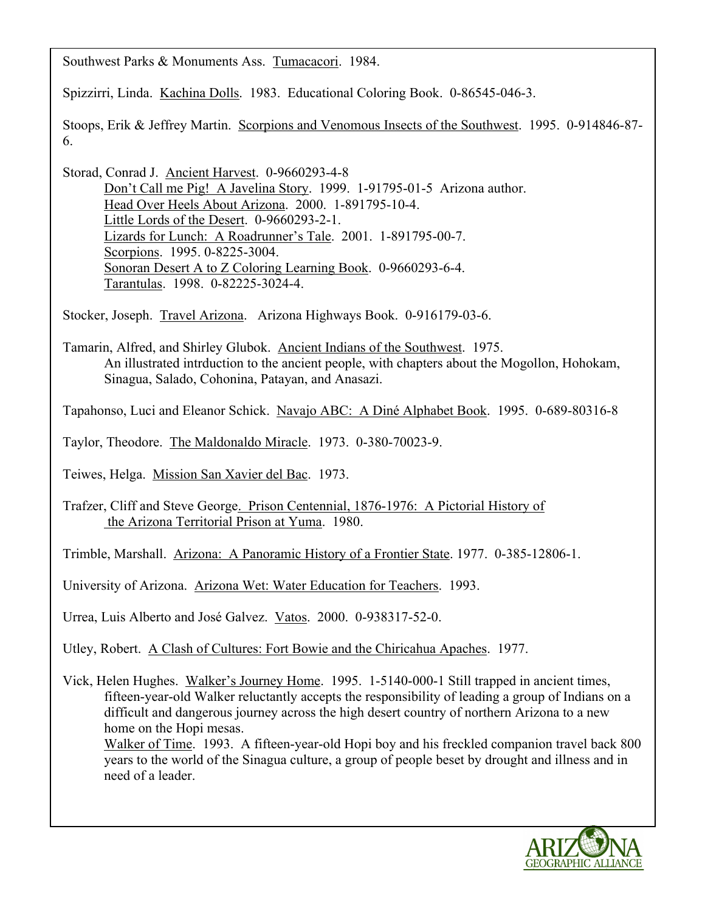Southwest Parks & Monuments Ass. Tumacacori. 1984.

Spizzirri, Linda. Kachina Dolls. 1983. Educational Coloring Book. 0-86545-046-3.

Stoops, Erik & Jeffrey Martin. Scorpions and Venomous Insects of the Southwest. 1995. 0-914846-87-6.

Storad, Conrad J. Ancient Harvest. 0-9660293-4-8
    Don't Call me Pig! A Javelina Story. 1999. 1-91795-01-5 Arizona author.
    Head Over Heels About Arizona. 2000. 1-891795-10-4.
    Little Lords of the Desert. 0-9660293-2-1.
    Lizards for Lunch: A Roadrunner's Tale. 2001. 1-891795-00-7.
    Scorpions. 1995. 0-8225-3004.
    Sonoran Desert A to Z Coloring Learning Book. 0-9660293-6-4.
    Tarantulas. 1998. 0-82225-3024-4.

Stocker, Joseph. Travel Arizona. Arizona Highways Book. 0-916179-03-6.

Tamarin, Alfred, and Shirley Glubok. Ancient Indians of the Southwest. 1975.
    An illustrated intrduction to the ancient people, with chapters about the Mogollon, Hohokam, Sinagua, Salado, Cohonina, Patayan, and Anasazi.

Tapahonso, Luci and Eleanor Schick. Navajo ABC: A Diné Alphabet Book. 1995. 0-689-80316-8

Taylor, Theodore. The Maldonaldo Miracle. 1973. 0-380-70023-9.

Teiwes, Helga. Mission San Xavier del Bac. 1973.

Trafzer, Cliff and Steve George. Prison Centennial, 1876-1976: A Pictorial History of the Arizona Territorial Prison at Yuma. 1980.

Trimble, Marshall. Arizona: A Panoramic History of a Frontier State. 1977. 0-385-12806-1.

University of Arizona. Arizona Wet: Water Education for Teachers. 1993.

Urrea, Luis Alberto and José Galvez. Vatos. 2000. 0-938317-52-0.

Utley, Robert. A Clash of Cultures: Fort Bowie and the Chiricahua Apaches. 1977.

Vick, Helen Hughes. Walker's Journey Home. 1995. 1-5140-000-1 Still trapped in ancient times, fifteen-year-old Walker reluctantly accepts the responsibility of leading a group of Indians on a difficult and dangerous journey across the high desert country of northern Arizona to a new home on the Hopi mesas.
    Walker of Time. 1993. A fifteen-year-old Hopi boy and his freckled companion travel back 800 years to the world of the Sinagua culture, a group of people beset by drought and illness and in need of a leader.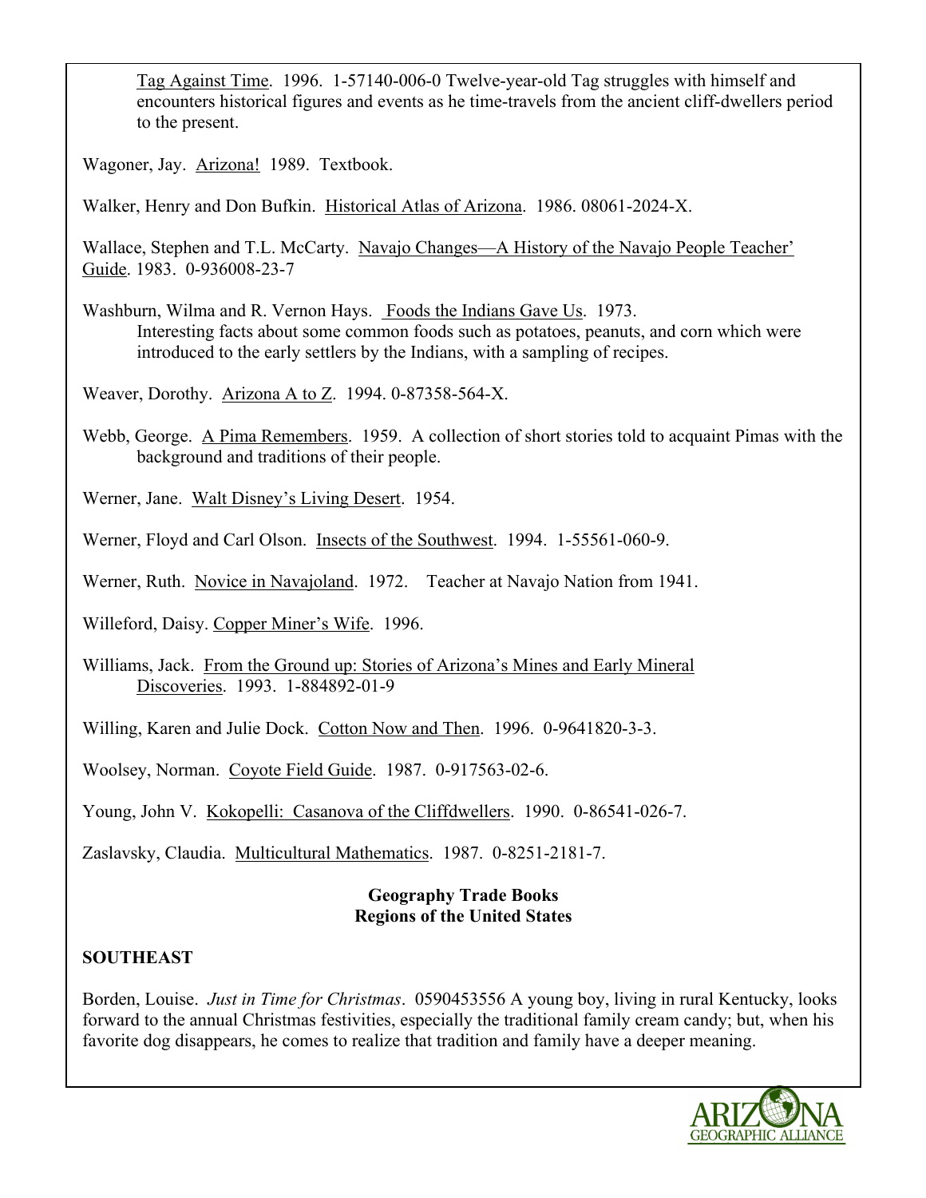Tag Against Time. 1996. 1-57140-006-0 Twelve-year-old Tag struggles with himself and encounters historical figures and events as he time-travels from the ancient cliff-dwellers period to the present.

Wagoner, Jay. Arizona! 1989. Textbook.

Walker, Henry and Don Bufkin. Historical Atlas of Arizona. 1986. 08061-2024-X.

Wallace, Stephen and T.L. McCarty. Navajo Changes—A History of the Navajo People Teacher' Guide. 1983. 0-936008-23-7

Washburn, Wilma and R. Vernon Hays. Foods the Indians Gave Us. 1973. Interesting facts about some common foods such as potatoes, peanuts, and corn which were introduced to the early settlers by the Indians, with a sampling of recipes.

Weaver, Dorothy. Arizona A to Z. 1994. 0-87358-564-X.

Webb, George. A Pima Remembers. 1959. A collection of short stories told to acquaint Pimas with the background and traditions of their people.

Werner, Jane. Walt Disney's Living Desert. 1954.

Werner, Floyd and Carl Olson. Insects of the Southwest. 1994. 1-55561-060-9.

Werner, Ruth. Novice in Navajoland. 1972. Teacher at Navajo Nation from 1941.

Willeford, Daisy. Copper Miner's Wife. 1996.

Williams, Jack. From the Ground up: Stories of Arizona's Mines and Early Mineral Discoveries. 1993. 1-884892-01-9

Willing, Karen and Julie Dock. Cotton Now and Then. 1996. 0-9641820-3-3.

Woolsey, Norman. Coyote Field Guide. 1987. 0-917563-02-6.

Young, John V. Kokopelli: Casanova of the Cliffdwellers. 1990. 0-86541-026-7.

Zaslavsky, Claudia. Multicultural Mathematics. 1987. 0-8251-2181-7.

## Geography Trade Books
## Regions of the United States

**SOUTHEAST**

Borden, Louise. *Just in Time for Christmas*. 0590453556 A young boy, living in rural Kentucky, looks forward to the annual Christmas festivities, especially the traditional family cream candy; but, when his favorite dog disappears, he comes to realize that tradition and family have a deeper meaning.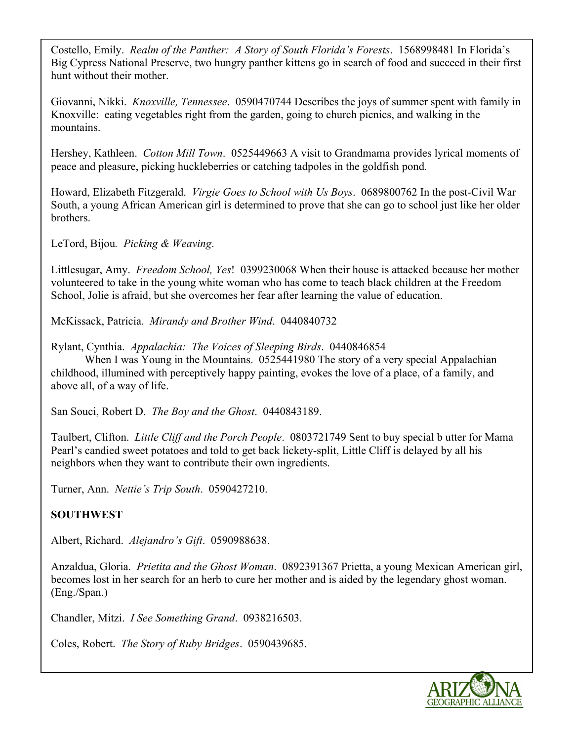Costello, Emily. *Realm of the Panther: A Story of South Florida's Forests*. 1568998481 In Florida's Big Cypress National Preserve, two hungry panther kittens go in search of food and succeed in their first hunt without their mother.

Giovanni, Nikki. *Knoxville, Tennessee*. 0590470744 Describes the joys of summer spent with family in Knoxville: eating vegetables right from the garden, going to church picnics, and walking in the mountains.

Hershey, Kathleen. *Cotton Mill Town*. 0525449663 A visit to Grandmama provides lyrical moments of peace and pleasure, picking huckleberries or catching tadpoles in the goldfish pond.

Howard, Elizabeth Fitzgerald. *Virgie Goes to School with Us Boys*. 0689800762 In the post-Civil War South, a young African American girl is determined to prove that she can go to school just like her older brothers.

LeTord, Bijou. *Picking & Weaving*.

Littlesugar, Amy. *Freedom School, Yes*! 0399230068 When their house is attacked because her mother volunteered to take in the young white woman who has come to teach black children at the Freedom School, Jolie is afraid, but she overcomes her fear after learning the value of education.

McKissack, Patricia. *Mirandy and Brother Wind*. 0440840732

Rylant, Cynthia. *Appalachia: The Voices of Sleeping Birds*. 0440846854
When I was Young in the Mountains. 0525441980 The story of a very special Appalachian childhood, illumined with perceptively happy painting, evokes the love of a place, of a family, and above all, of a way of life.

San Souci, Robert D. *The Boy and the Ghost*. 0440843189.

Taulbert, Clifton. *Little Cliff and the Porch People*. 0803721749 Sent to buy special b utter for Mama Pearl's candied sweet potatoes and told to get back lickety-split, Little Cliff is delayed by all his neighbors when they want to contribute their own ingredients.

Turner, Ann. *Nettie's Trip South*. 0590427210.

**SOUTHWEST**

Albert, Richard. *Alejandro's Gift*. 0590988638.

Anzaldua, Gloria. *Prietita and the Ghost Woman*. 0892391367 Prietta, a young Mexican American girl, becomes lost in her search for an herb to cure her mother and is aided by the legendary ghost woman. (Eng./Span.)

Chandler, Mitzi. *I See Something Grand*. 0938216503.

Coles, Robert. *The Story of Ruby Bridges*. 0590439685.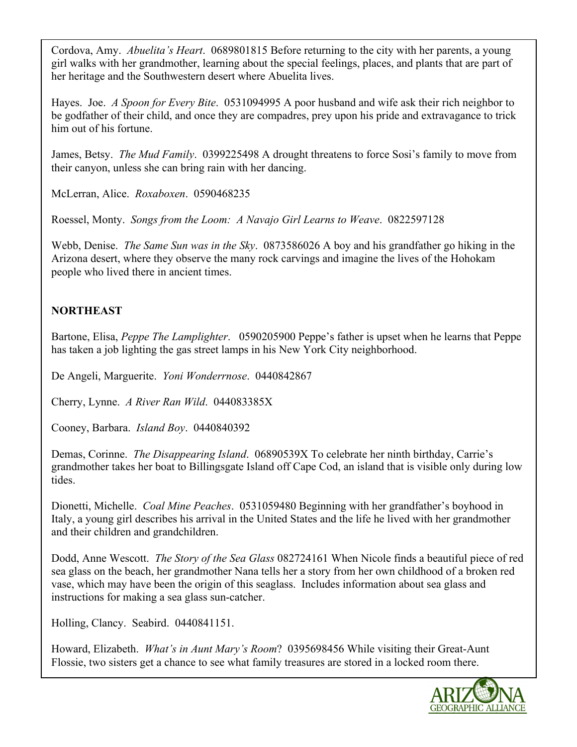Cordova, Amy. *Abuelita's Heart*. 0689801815 Before returning to the city with her parents, a young girl walks with her grandmother, learning about the special feelings, places, and plants that are part of her heritage and the Southwestern desert where Abuelita lives.

Hayes. Joe. *A Spoon for Every Bite*. 0531094995 A poor husband and wife ask their rich neighbor to be godfather of their child, and once they are compadres, prey upon his pride and extravagance to trick him out of his fortune.

James, Betsy. *The Mud Family*. 0399225498 A drought threatens to force Sosi's family to move from their canyon, unless she can bring rain with her dancing.

McLerran, Alice. *Roxaboxen*. 0590468235

Roessel, Monty. *Songs from the Loom: A Navajo Girl Learns to Weave*. 0822597128

Webb, Denise. *The Same Sun was in the Sky*. 0873586026 A boy and his grandfather go hiking in the Arizona desert, where they observe the many rock carvings and imagine the lives of the Hohokam people who lived there in ancient times.

**NORTHEAST**

Bartone, Elisa, *Peppe The Lamplighter*. 0590205900 Peppe's father is upset when he learns that Peppe has taken a job lighting the gas street lamps in his New York City neighborhood.

De Angeli, Marguerite. *Yoni Wonderrnose*. 0440842867

Cherry, Lynne. *A River Ran Wild*. 044083385X

Cooney, Barbara. *Island Boy*. 0440840392

Demas, Corinne. *The Disappearing Island*. 06890539X To celebrate her ninth birthday, Carrie's grandmother takes her boat to Billingsgate Island off Cape Cod, an island that is visible only during low tides.

Dionetti, Michelle. *Coal Mine Peaches*. 0531059480 Beginning with her grandfather's boyhood in Italy, a young girl describes his arrival in the United States and the life he lived with her grandmother and their children and grandchildren.

Dodd, Anne Wescott. *The Story of the Sea Glass* 082724161 When Nicole finds a beautiful piece of red sea glass on the beach, her grandmother Nana tells her a story from her own childhood of a broken red vase, which may have been the origin of this seaglass. Includes information about sea glass and instructions for making a sea glass sun-catcher.

Holling, Clancy. Seabird. 0440841151.

Howard, Elizabeth. *What's in Aunt Mary's Room*? 0395698456 While visiting their Great-Aunt Flossie, two sisters get a chance to see what family treasures are stored in a locked room there.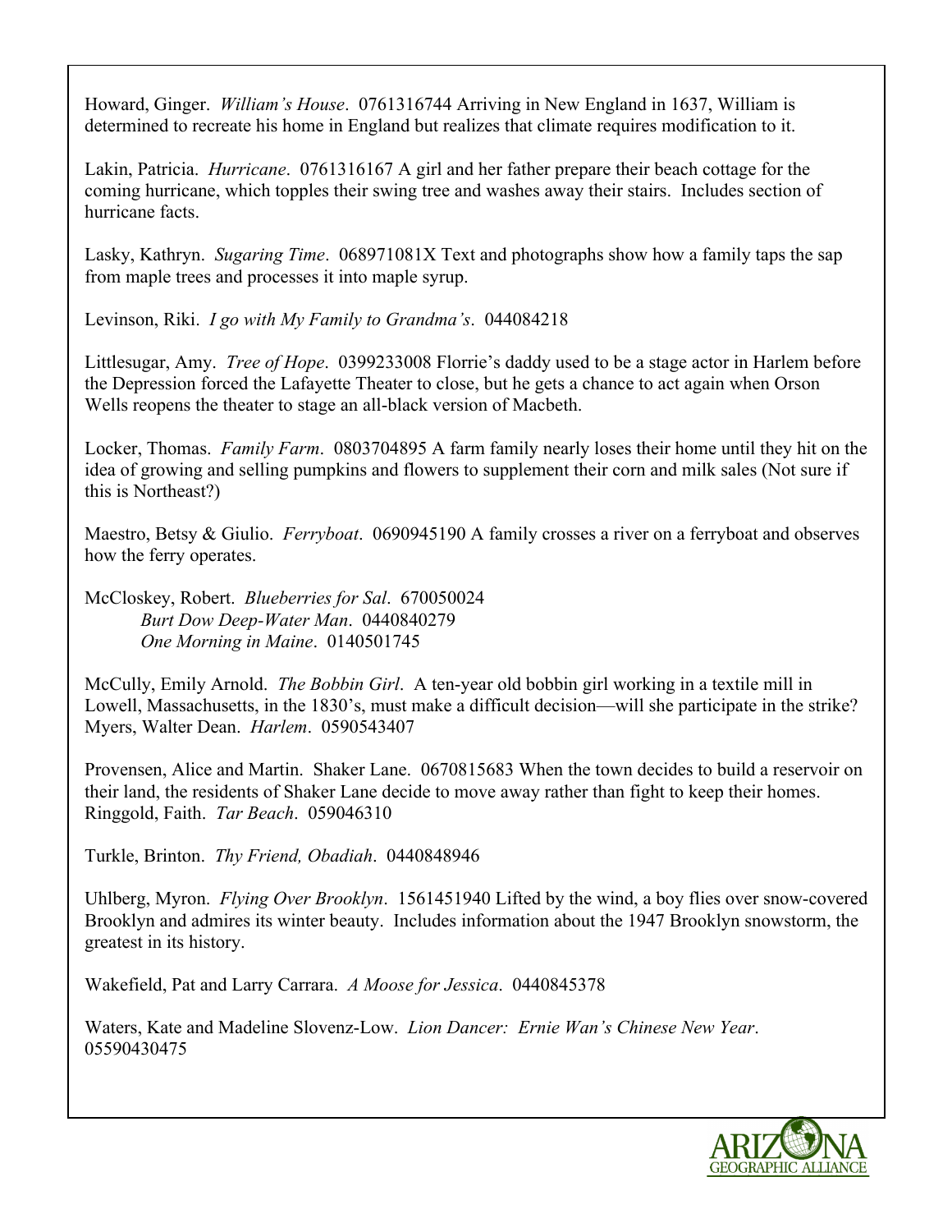Howard, Ginger. *William's House*. 0761316744 Arriving in New England in 1637, William is determined to recreate his home in England but realizes that climate requires modification to it.

Lakin, Patricia. *Hurricane*. 0761316167 A girl and her father prepare their beach cottage for the coming hurricane, which topples their swing tree and washes away their stairs. Includes section of hurricane facts.

Lasky, Kathryn. *Sugaring Time*. 068971081X Text and photographs show how a family taps the sap from maple trees and processes it into maple syrup.

Levinson, Riki. *I go with My Family to Grandma's*. 044084218

Littlesugar, Amy. *Tree of Hope*. 0399233008 Florrie's daddy used to be a stage actor in Harlem before the Depression forced the Lafayette Theater to close, but he gets a chance to act again when Orson Wells reopens the theater to stage an all-black version of Macbeth.

Locker, Thomas. *Family Farm*. 0803704895 A farm family nearly loses their home until they hit on the idea of growing and selling pumpkins and flowers to supplement their corn and milk sales (Not sure if this is Northeast?)

Maestro, Betsy & Giulio. *Ferryboat*. 0690945190 A family crosses a river on a ferryboat and observes how the ferry operates.

McCloskey, Robert. *Blueberries for Sal*. 670050024
*Burt Dow Deep-Water Man*. 0440840279
*One Morning in Maine*. 0140501745

McCully, Emily Arnold. *The Bobbin Girl*. A ten-year old bobbin girl working in a textile mill in Lowell, Massachusetts, in the 1830's, must make a difficult decision—will she participate in the strike?
Myers, Walter Dean. *Harlem*. 0590543407

Provensen, Alice and Martin. Shaker Lane. 0670815683 When the town decides to build a reservoir on their land, the residents of Shaker Lane decide to move away rather than fight to keep their homes.
Ringgold, Faith. *Tar Beach*. 059046310

Turkle, Brinton. *Thy Friend, Obadiah*. 0440848946

Uhlberg, Myron. *Flying Over Brooklyn*. 1561451940 Lifted by the wind, a boy flies over snow-covered Brooklyn and admires its winter beauty. Includes information about the 1947 Brooklyn snowstorm, the greatest in its history.

Wakefield, Pat and Larry Carrara. *A Moose for Jessica*. 0440845378

Waters, Kate and Madeline Slovenz-Low. *Lion Dancer: Ernie Wan's Chinese New Year*. 05590430475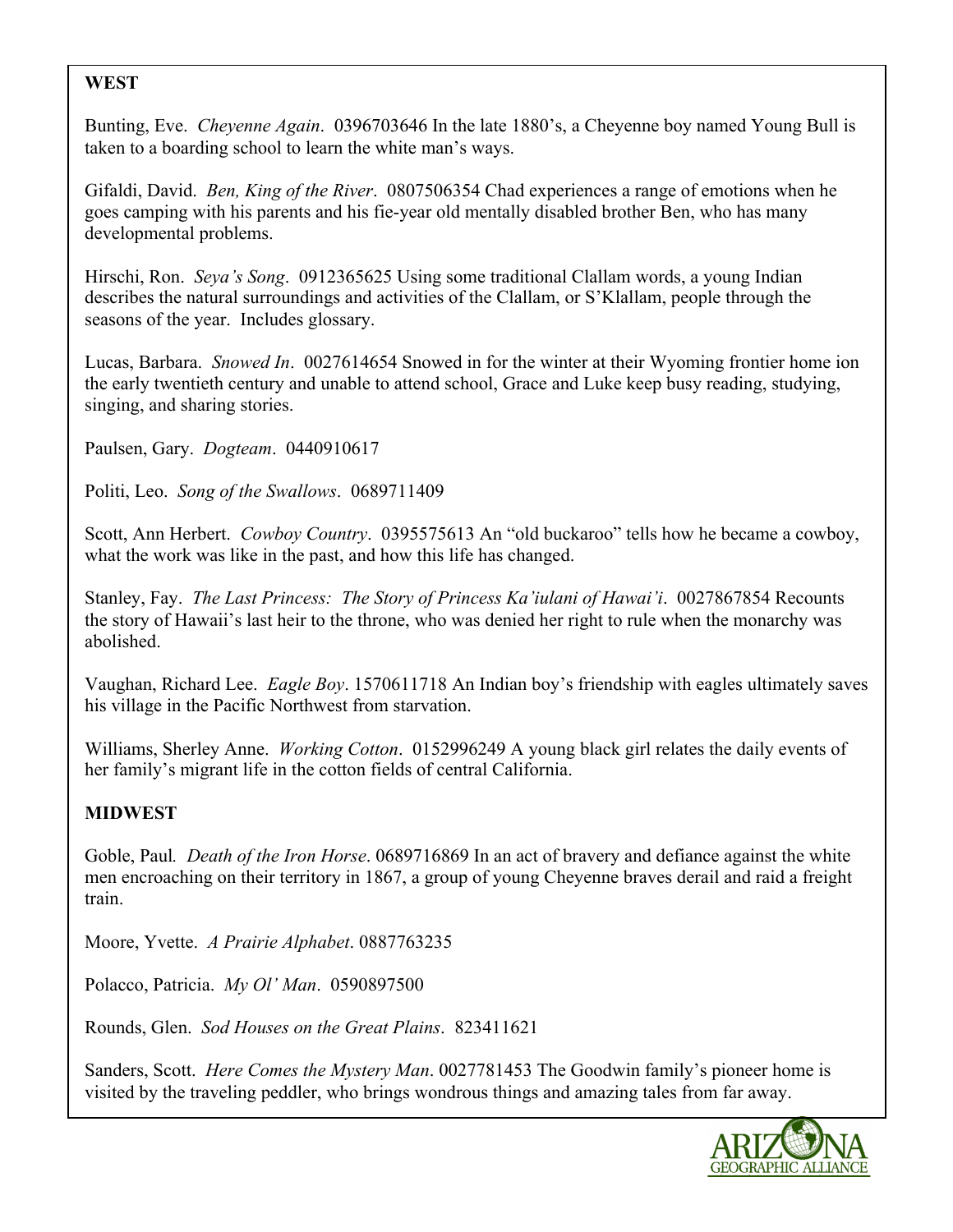## WEST

Bunting, Eve. *Cheyenne Again*. 0396703646 In the late 1880's, a Cheyenne boy named Young Bull is taken to a boarding school to learn the white man's ways.

Gifaldi, David. *Ben, King of the River*. 0807506354 Chad experiences a range of emotions when he goes camping with his parents and his fie-year old mentally disabled brother Ben, who has many developmental problems.

Hirschi, Ron. *Seya's Song*. 0912365625 Using some traditional Clallam words, a young Indian describes the natural surroundings and activities of the Clallam, or S'Klallam, people through the seasons of the year. Includes glossary.

Lucas, Barbara. *Snowed In*. 0027614654 Snowed in for the winter at their Wyoming frontier home ion the early twentieth century and unable to attend school, Grace and Luke keep busy reading, studying, singing, and sharing stories.

Paulsen, Gary. *Dogteam*. 0440910617

Politi, Leo. *Song of the Swallows*. 0689711409

Scott, Ann Herbert. *Cowboy Country*. 0395575613 An "old buckaroo" tells how he became a cowboy, what the work was like in the past, and how this life has changed.

Stanley, Fay. *The Last Princess: The Story of Princess Ka'iulani of Hawai'i*. 0027867854 Recounts the story of Hawaii's last heir to the throne, who was denied her right to rule when the monarchy was abolished.

Vaughan, Richard Lee. *Eagle Boy*. 1570611718 An Indian boy's friendship with eagles ultimately saves his village in the Pacific Northwest from starvation.

Williams, Sherley Anne. *Working Cotton*. 0152996249 A young black girl relates the daily events of her family's migrant life in the cotton fields of central California.

## MIDWEST

Goble, Paul. *Death of the Iron Horse*. 0689716869 In an act of bravery and defiance against the white men encroaching on their territory in 1867, a group of young Cheyenne braves derail and raid a freight train.

Moore, Yvette. *A Prairie Alphabet*. 0887763235

Polacco, Patricia. *My Ol' Man*. 0590897500

Rounds, Glen. *Sod Houses on the Great Plains*. 823411621

Sanders, Scott. *Here Comes the Mystery Man*. 0027781453 The Goodwin family's pioneer home is visited by the traveling peddler, who brings wondrous things and amazing tales from far away.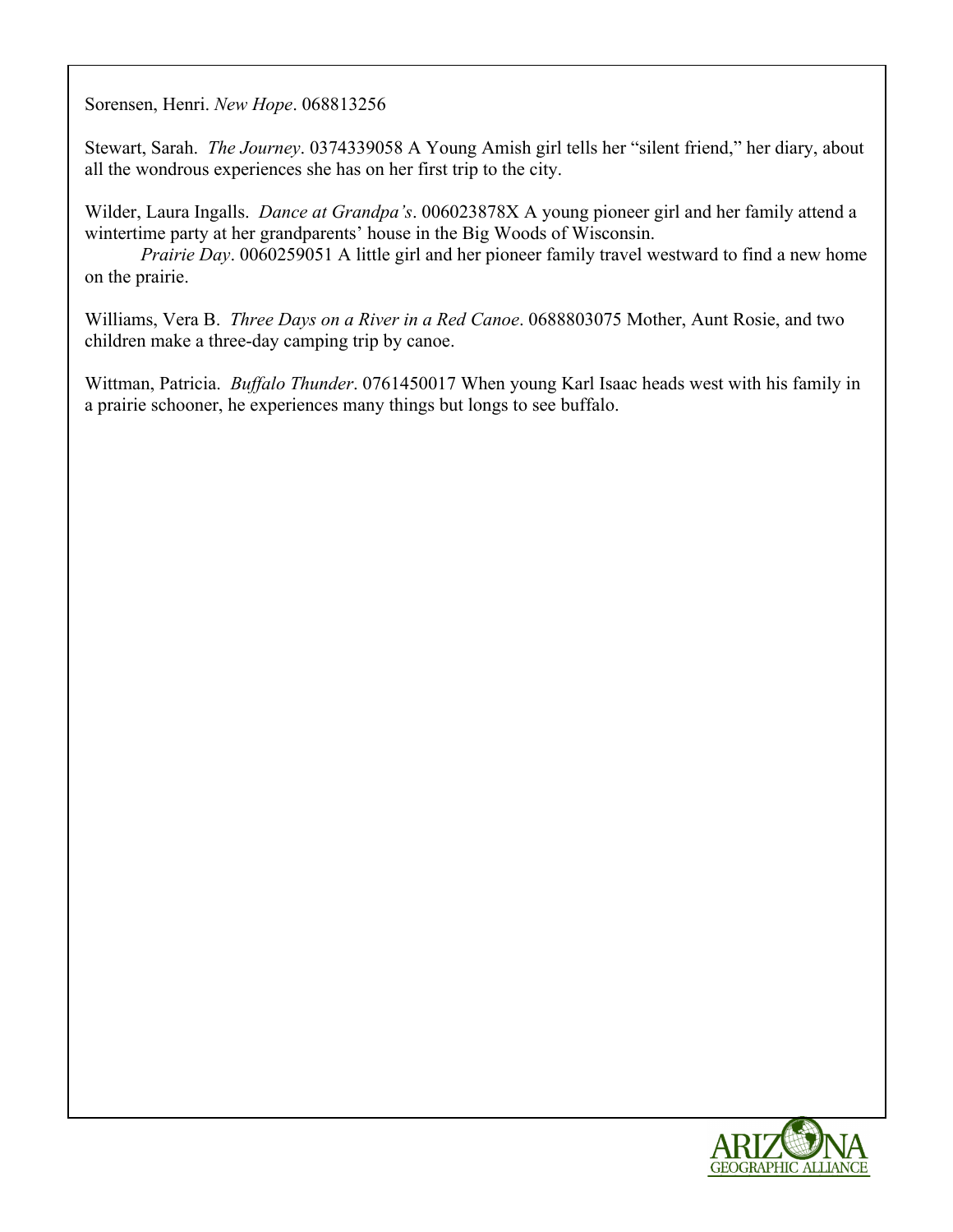Sorensen, Henri. *New Hope*. 068813256

Stewart, Sarah. *The Journey*. 0374339058 A Young Amish girl tells her "silent friend," her diary, about all the wondrous experiences she has on her first trip to the city.

Wilder, Laura Ingalls. *Dance at Grandpa's*. 006023878X A young pioneer girl and her family attend a wintertime party at her grandparents' house in the Big Woods of Wisconsin.

*Prairie Day*. 0060259051 A little girl and her pioneer family travel westward to find a new home on the prairie.

Williams, Vera B. *Three Days on a River in a Red Canoe*. 0688803075 Mother, Aunt Rosie, and two children make a three-day camping trip by canoe.

Wittman, Patricia. *Buffalo Thunder*. 0761450017 When young Karl Isaac heads west with his family in a prairie schooner, he experiences many things but longs to see buffalo.